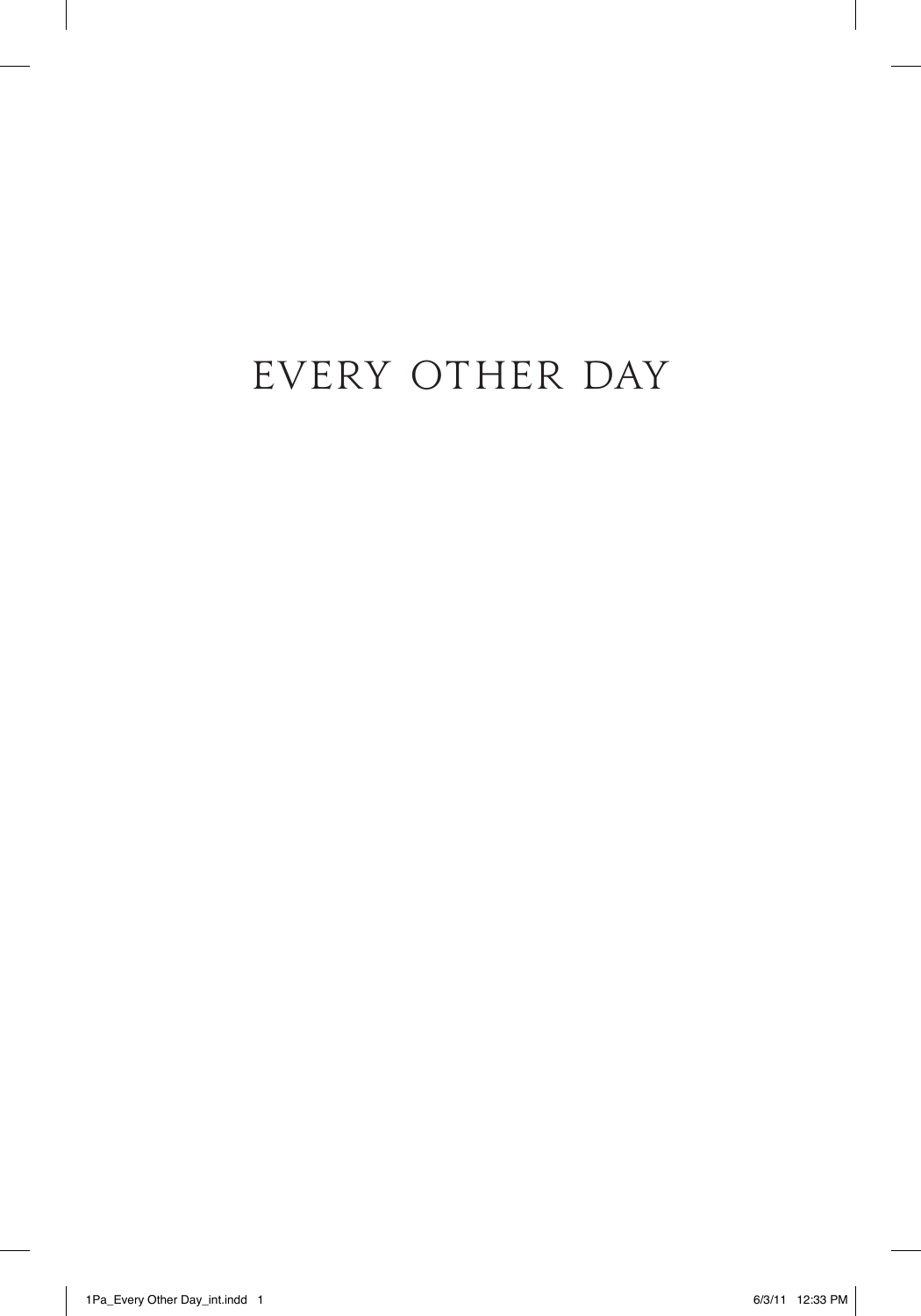# EVERY OTHER DAY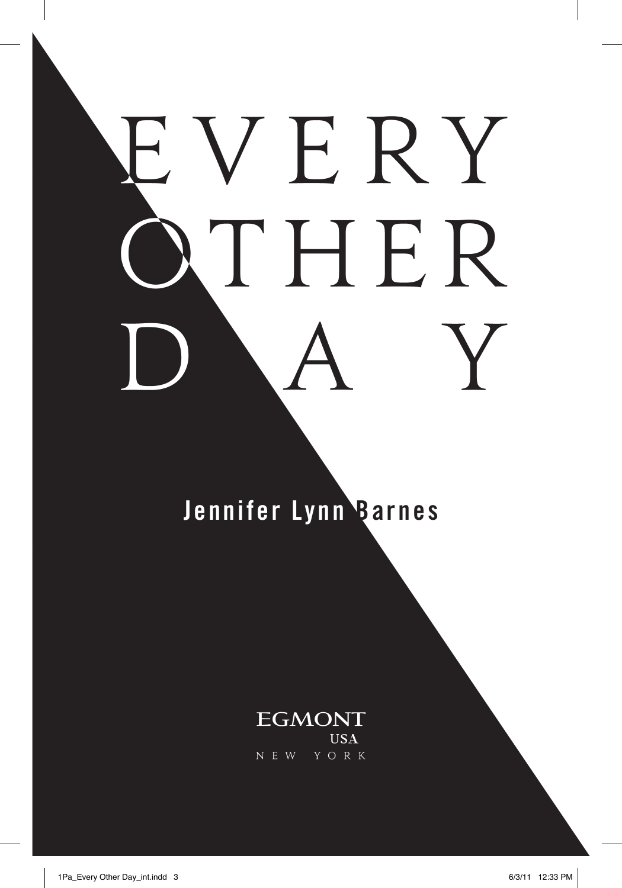# EVERY OTHER DAY

**Jennifer Lynn Barnes**

EGMONT
USA
NEW YORK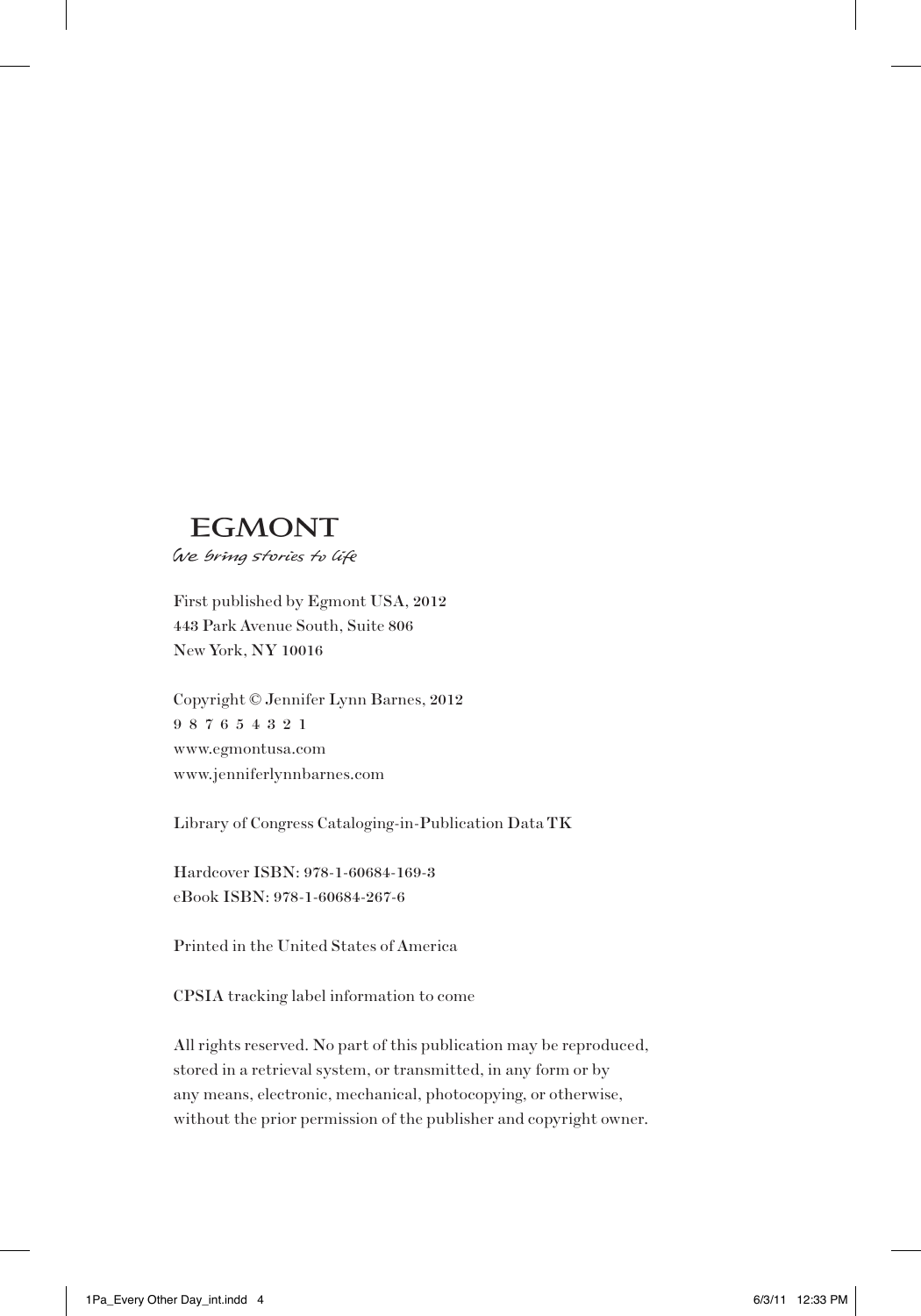EGMONT

*We bring stories to life*

First published by Egmont USA, 2012
443 Park Avenue South, Suite 806
New York, NY 10016

Copyright © Jennifer Lynn Barnes, 2012
9 8 7 6 5 4 3 2 1
www.egmontusa.com
www.jenniferlynnbarnes.com

Library of Congress Cataloging-in-Publication Data TK

Hardcover ISBN: 978-1-60684-169-3
eBook ISBN: 978-1-60684-267-6

Printed in the United States of America

CPSIA tracking label information to come

All rights reserved. No part of this publication may be reproduced, stored in a retrieval system, or transmitted, in any form or by any means, electronic, mechanical, photocopying, or otherwise, without the prior permission of the publisher and copyright owner.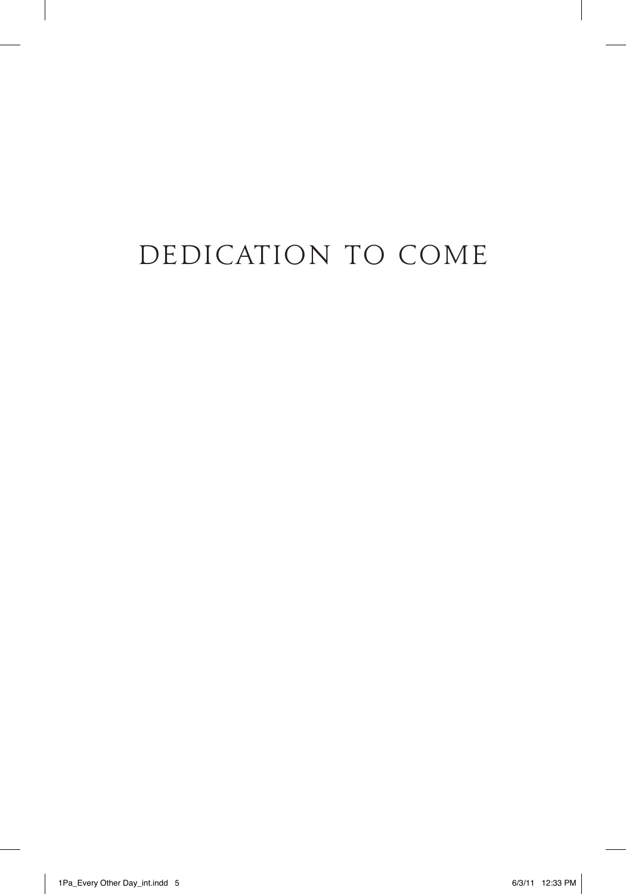DEDICATION TO COME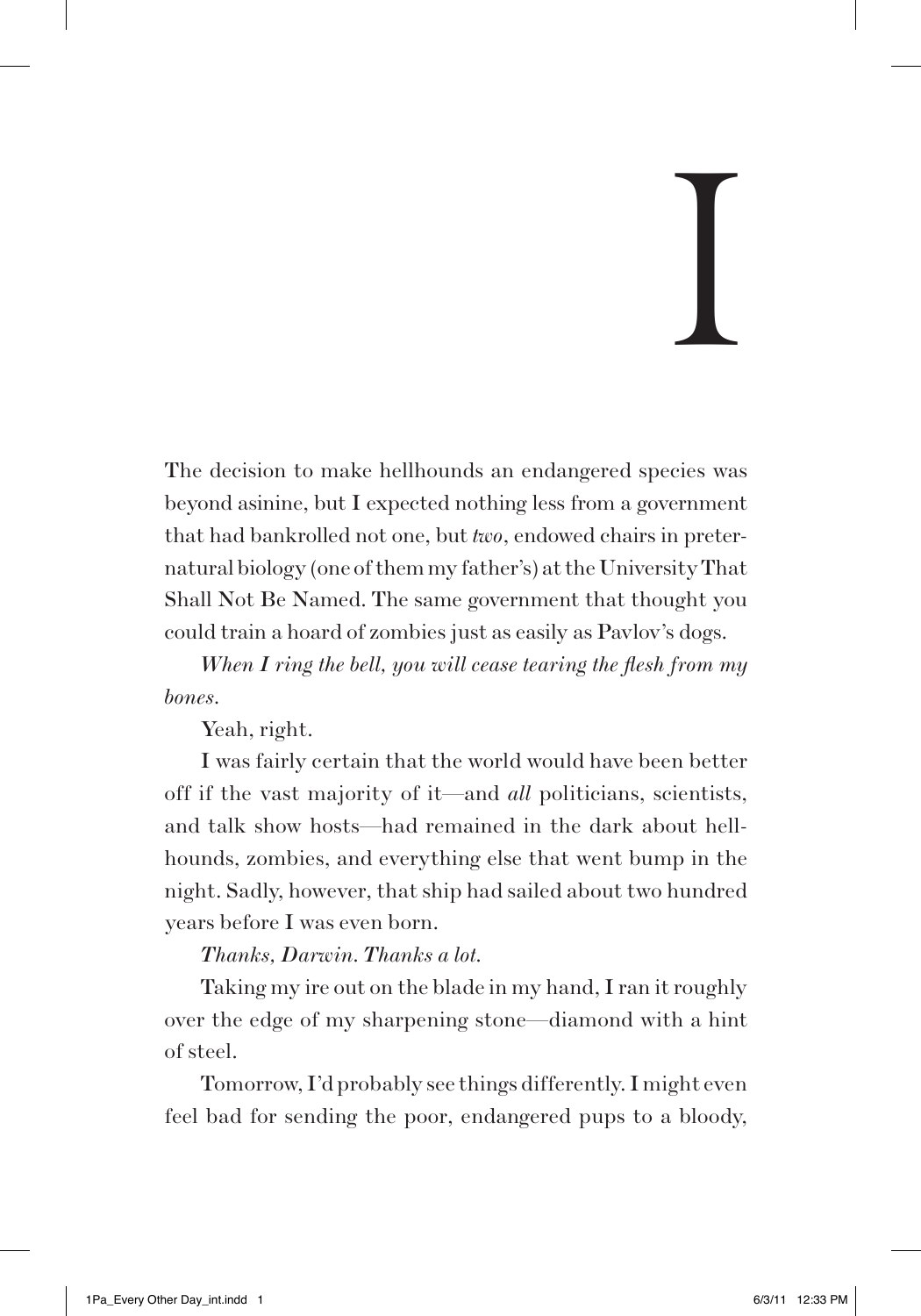# I

The decision to make hellhounds an endangered species was beyond asinine, but I expected nothing less from a government that had bankrolled not one, but *two*, endowed chairs in preternatural biology (one of them my father's) at the University That Shall Not Be Named. The same government that thought you could train a hoard of zombies just as easily as Pavlov's dogs.

*When I ring the bell, you will cease tearing the flesh from my bones.*

Yeah, right.

I was fairly certain that the world would have been better off if the vast majority of it—and *all* politicians, scientists, and talk show hosts—had remained in the dark about hellhounds, zombies, and everything else that went bump in the night. Sadly, however, that ship had sailed about two hundred years before I was even born.

*Thanks, Darwin. Thanks a lot.*

Taking my ire out on the blade in my hand, I ran it roughly over the edge of my sharpening stone—diamond with a hint of steel.

Tomorrow, I'd probably see things differently. I might even feel bad for sending the poor, endangered pups to a bloody,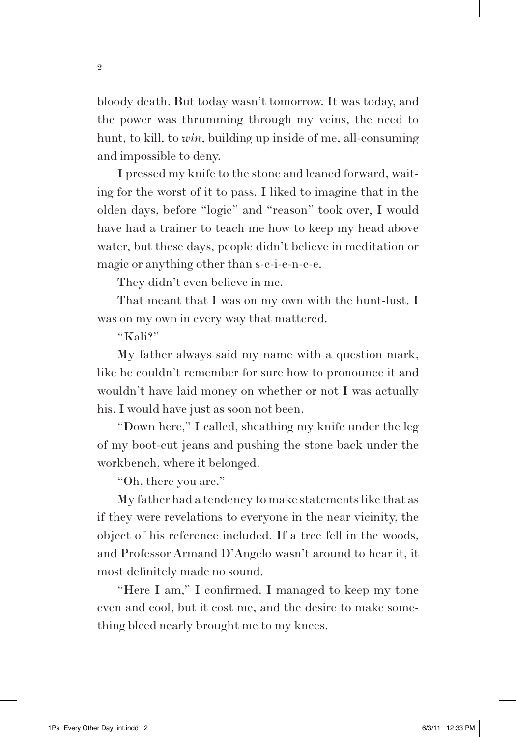bloody death. But today wasn't tomorrow. It was today, and the power was thrumming through my veins, the need to hunt, to kill, to *win*, building up inside of me, all-consuming and impossible to deny.

I pressed my knife to the stone and leaned forward, waiting for the worst of it to pass. I liked to imagine that in the olden days, before "logic" and "reason" took over, I would have had a trainer to teach me how to keep my head above water, but these days, people didn't believe in meditation or magic or anything other than s-c-i-e-n-c-e.

They didn't even believe in me.

That meant that I was on my own with the hunt-lust. I was on my own in every way that mattered.

"Kali?"

My father always said my name with a question mark, like he couldn't remember for sure how to pronounce it and wouldn't have laid money on whether or not I was actually his. I would have just as soon not been.

"Down here," I called, sheathing my knife under the leg of my boot-cut jeans and pushing the stone back under the workbench, where it belonged.

"Oh, there you are."

My father had a tendency to make statements like that as if they were revelations to everyone in the near vicinity, the object of his reference included. If a tree fell in the woods, and Professor Armand D'Angelo wasn't around to hear it, it most definitely made no sound.

"Here I am," I confirmed. I managed to keep my tone even and cool, but it cost me, and the desire to make something bleed nearly brought me to my knees.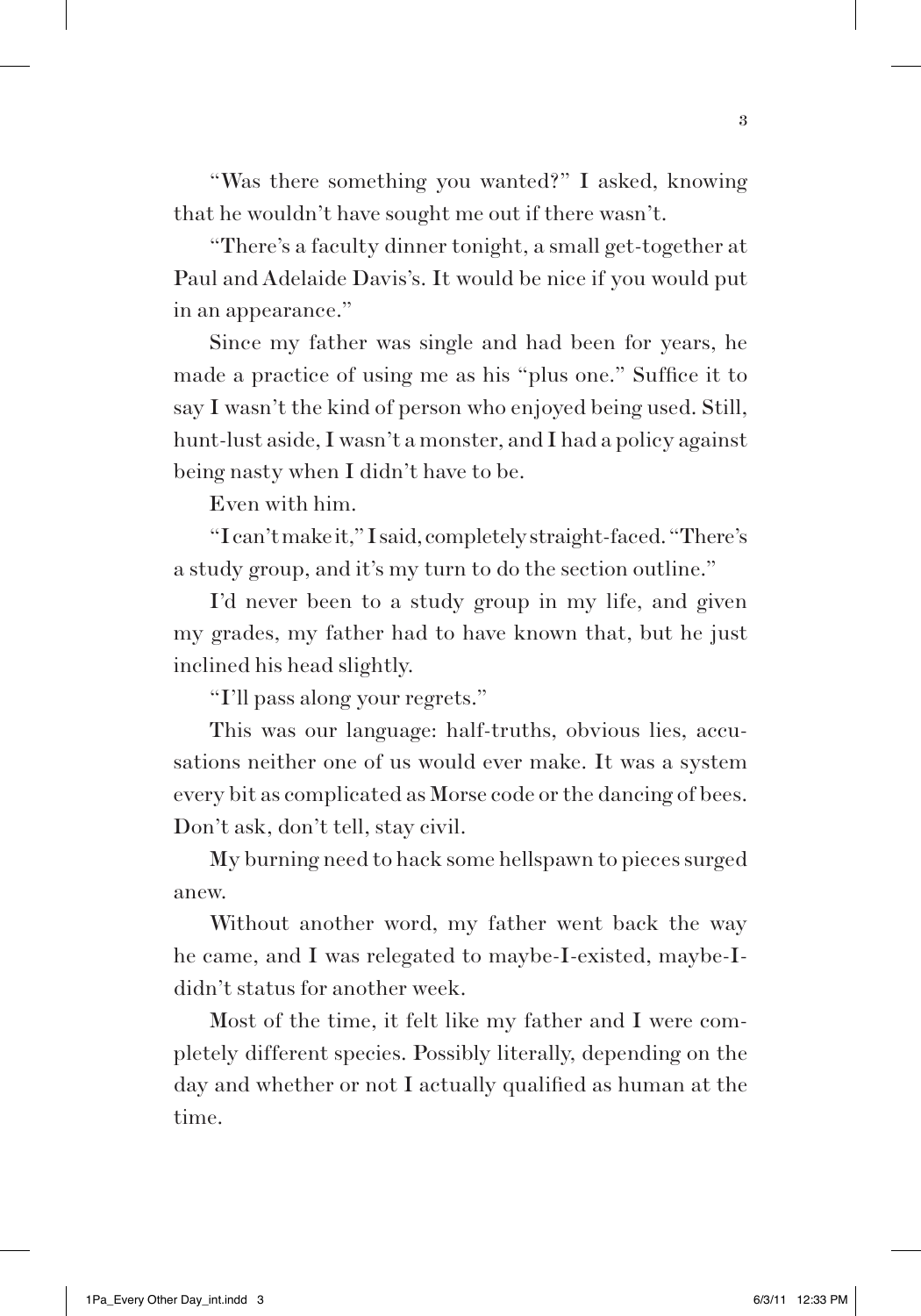"Was there something you wanted?" I asked, knowing that he wouldn't have sought me out if there wasn't.

"There's a faculty dinner tonight, a small get-together at Paul and Adelaide Davis's. It would be nice if you would put in an appearance."

Since my father was single and had been for years, he made a practice of using me as his "plus one." Suffice it to say I wasn't the kind of person who enjoyed being used. Still, hunt-lust aside, I wasn't a monster, and I had a policy against being nasty when I didn't have to be.

Even with him.

"I can't make it," I said, completely straight-faced. "There's a study group, and it's my turn to do the section outline."

I'd never been to a study group in my life, and given my grades, my father had to have known that, but he just inclined his head slightly.

"I'll pass along your regrets."

This was our language: half-truths, obvious lies, accusations neither one of us would ever make. It was a system every bit as complicated as Morse code or the dancing of bees. Don't ask, don't tell, stay civil.

My burning need to hack some hellspawn to pieces surged anew.

Without another word, my father went back the way he came, and I was relegated to maybe-I-existed, maybe-I-didn't status for another week.

Most of the time, it felt like my father and I were completely different species. Possibly literally, depending on the day and whether or not I actually qualified as human at the time.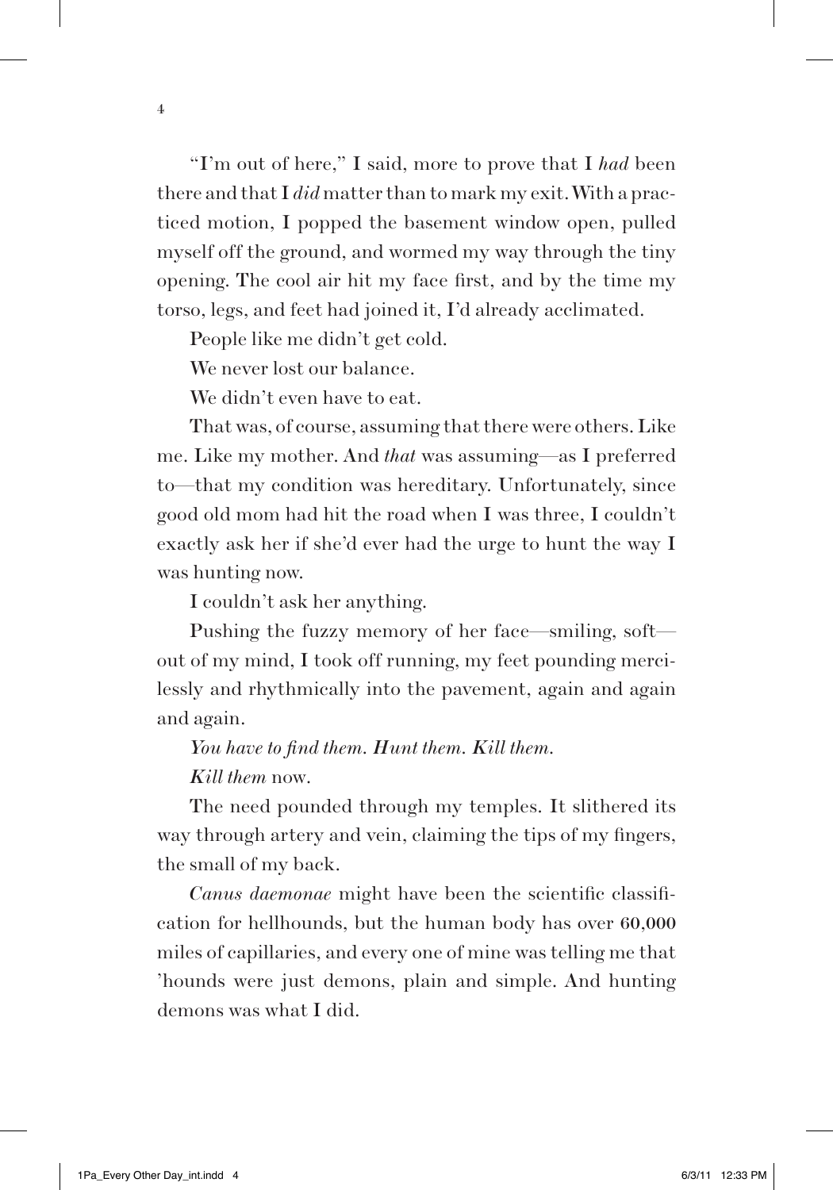"I'm out of here," I said, more to prove that I *had* been there and that I *did* matter than to mark my exit. With a practiced motion, I popped the basement window open, pulled myself off the ground, and wormed my way through the tiny opening. The cool air hit my face first, and by the time my torso, legs, and feet had joined it, I'd already acclimated.

People like me didn't get cold.

We never lost our balance.

We didn't even have to eat.

That was, of course, assuming that there were others. Like me. Like my mother. And *that* was assuming—as I preferred to—that my condition was hereditary. Unfortunately, since good old mom had hit the road when I was three, I couldn't exactly ask her if she'd ever had the urge to hunt the way I was hunting now.

I couldn't ask her anything.

Pushing the fuzzy memory of her face—smiling, soft—out of my mind, I took off running, my feet pounding mercilessly and rhythmically into the pavement, again and again and again.

*You have to find them. Hunt them. Kill them.*

*Kill them* now.

The need pounded through my temples. It slithered its way through artery and vein, claiming the tips of my fingers, the small of my back.

*Canus daemonae* might have been the scientific classification for hellhounds, but the human body has over 60,000 miles of capillaries, and every one of mine was telling me that 'hounds were just demons, plain and simple. And hunting demons was what I did.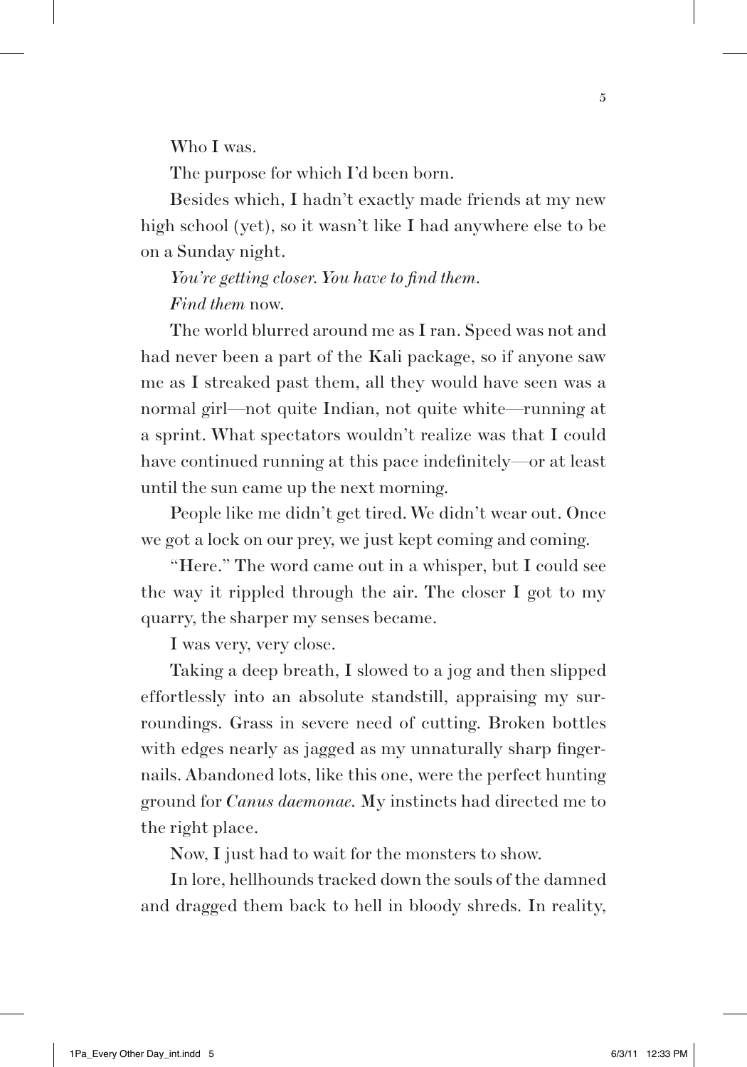Who I was.

The purpose for which I'd been born.

Besides which, I hadn't exactly made friends at my new high school (yet), so it wasn't like I had anywhere else to be on a Sunday night.

*You're getting closer. You have to find them.*

*Find them* now.

The world blurred around me as I ran. Speed was not and had never been a part of the Kali package, so if anyone saw me as I streaked past them, all they would have seen was a normal girl—not quite Indian, not quite white—running at a sprint. What spectators wouldn't realize was that I could have continued running at this pace indefinitely—or at least until the sun came up the next morning.

People like me didn't get tired. We didn't wear out. Once we got a lock on our prey, we just kept coming and coming.

"Here." The word came out in a whisper, but I could see the way it rippled through the air. The closer I got to my quarry, the sharper my senses became.

I was very, very close.

Taking a deep breath, I slowed to a jog and then slipped effortlessly into an absolute standstill, appraising my surroundings. Grass in severe need of cutting. Broken bottles with edges nearly as jagged as my unnaturally sharp fingernails. Abandoned lots, like this one, were the perfect hunting ground for *Canus daemonae*. My instincts had directed me to the right place.

Now, I just had to wait for the monsters to show.

In lore, hellhounds tracked down the souls of the damned and dragged them back to hell in bloody shreds. In reality,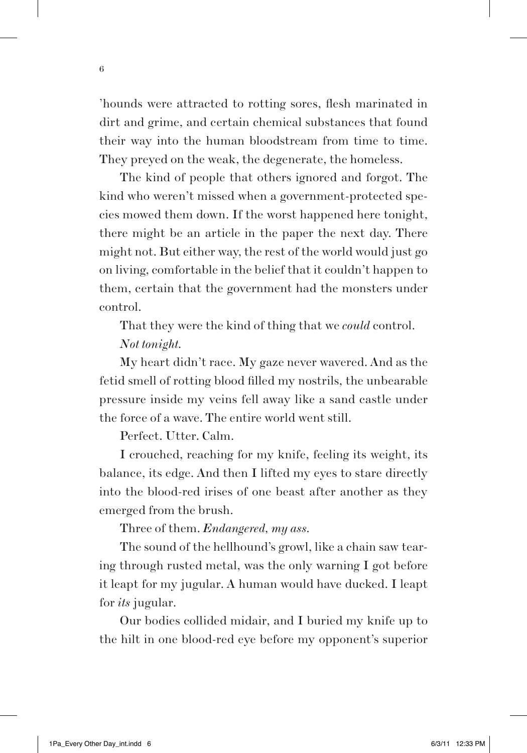'hounds were attracted to rotting sores, flesh marinated in dirt and grime, and certain chemical substances that found their way into the human bloodstream from time to time. They preyed on the weak, the degenerate, the homeless.

The kind of people that others ignored and forgot. The kind who weren't missed when a government-protected species mowed them down. If the worst happened here tonight, there might be an article in the paper the next day. There might not. But either way, the rest of the world would just go on living, comfortable in the belief that it couldn't happen to them, certain that the government had the monsters under control.

That they were the kind of thing that we *could* control.

*Not tonight.*

My heart didn't race. My gaze never wavered. And as the fetid smell of rotting blood filled my nostrils, the unbearable pressure inside my veins fell away like a sand castle under the force of a wave. The entire world went still.

Perfect. Utter. Calm.

I crouched, reaching for my knife, feeling its weight, its balance, its edge. And then I lifted my eyes to stare directly into the blood-red irises of one beast after another as they emerged from the brush.

Three of them. *Endangered, my ass.*

The sound of the hellhound's growl, like a chain saw tearing through rusted metal, was the only warning I got before it leapt for my jugular. A human would have ducked. I leapt for *its* jugular.

Our bodies collided midair, and I buried my knife up to the hilt in one blood-red eye before my opponent's superior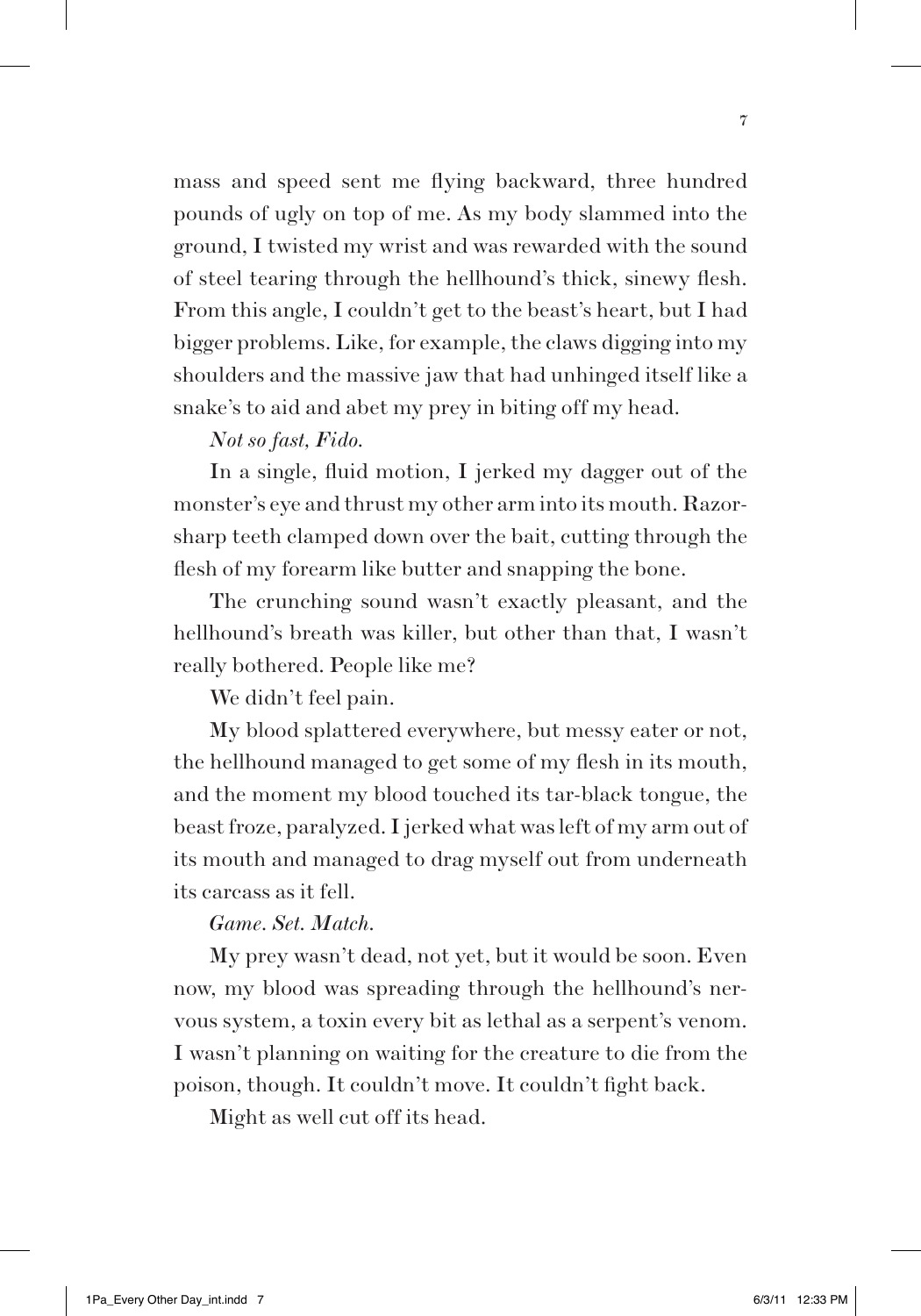mass and speed sent me flying backward, three hundred pounds of ugly on top of me. As my body slammed into the ground, I twisted my wrist and was rewarded with the sound of steel tearing through the hellhound's thick, sinewy flesh. From this angle, I couldn't get to the beast's heart, but I had bigger problems. Like, for example, the claws digging into my shoulders and the massive jaw that had unhinged itself like a snake's to aid and abet my prey in biting off my head.

*Not so fast, Fido.*

In a single, fluid motion, I jerked my dagger out of the monster's eye and thrust my other arm into its mouth. Razor-sharp teeth clamped down over the bait, cutting through the flesh of my forearm like butter and snapping the bone.

The crunching sound wasn't exactly pleasant, and the hellhound's breath was killer, but other than that, I wasn't really bothered. People like me?

We didn't feel pain.

My blood splattered everywhere, but messy eater or not, the hellhound managed to get some of my flesh in its mouth, and the moment my blood touched its tar-black tongue, the beast froze, paralyzed. I jerked what was left of my arm out of its mouth and managed to drag myself out from underneath its carcass as it fell.

*Game. Set. Match.*

My prey wasn't dead, not yet, but it would be soon. Even now, my blood was spreading through the hellhound's nervous system, a toxin every bit as lethal as a serpent's venom. I wasn't planning on waiting for the creature to die from the poison, though. It couldn't move. It couldn't fight back.

Might as well cut off its head.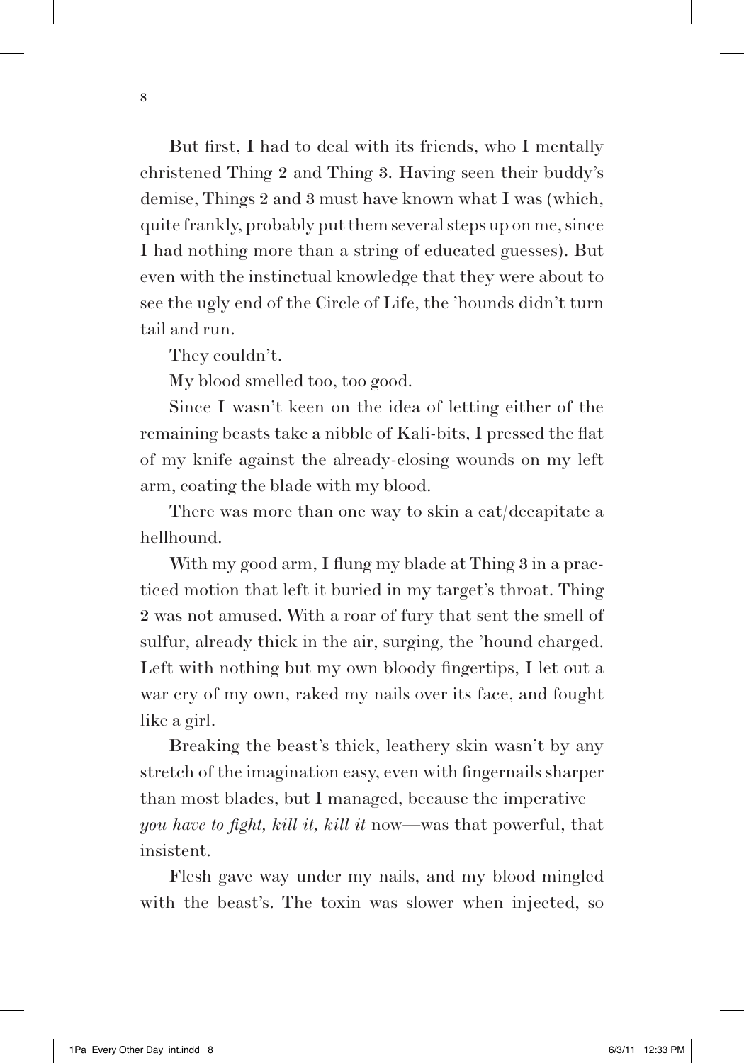But first, I had to deal with its friends, who I mentally christened Thing 2 and Thing 3. Having seen their buddy's demise, Things 2 and 3 must have known what I was (which, quite frankly, probably put them several steps up on me, since I had nothing more than a string of educated guesses). But even with the instinctual knowledge that they were about to see the ugly end of the Circle of Life, the 'hounds didn't turn tail and run.

They couldn't.

My blood smelled too, too good.

Since I wasn't keen on the idea of letting either of the remaining beasts take a nibble of Kali-bits, I pressed the flat of my knife against the already-closing wounds on my left arm, coating the blade with my blood.

There was more than one way to skin a cat/decapitate a hellhound.

With my good arm, I flung my blade at Thing 3 in a practiced motion that left it buried in my target's throat. Thing 2 was not amused. With a roar of fury that sent the smell of sulfur, already thick in the air, surging, the 'hound charged. Left with nothing but my own bloody fingertips, I let out a war cry of my own, raked my nails over its face, and fought like a girl.

Breaking the beast's thick, leathery skin wasn't by any stretch of the imagination easy, even with fingernails sharper than most blades, but I managed, because the imperative—*you have to fight, kill it, kill it* now—was that powerful, that insistent.

Flesh gave way under my nails, and my blood mingled with the beast's. The toxin was slower when injected, so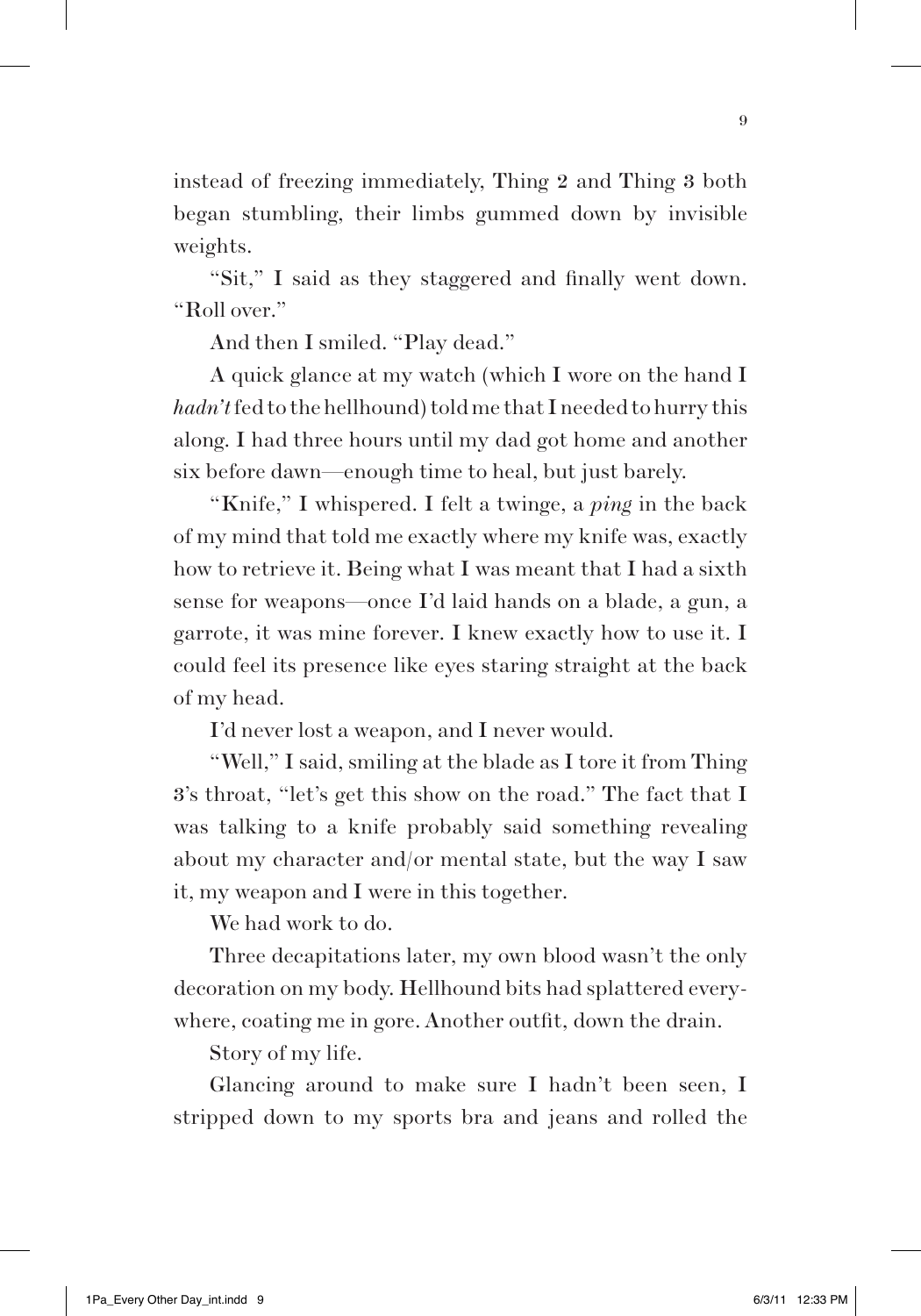instead of freezing immediately, Thing 2 and Thing 3 both began stumbling, their limbs gummed down by invisible weights.

"Sit," I said as they staggered and finally went down. "Roll over."

And then I smiled. "Play dead."

A quick glance at my watch (which I wore on the hand I *hadn't* fed to the hellhound) told me that I needed to hurry this along. I had three hours until my dad got home and another six before dawn—enough time to heal, but just barely.

"Knife," I whispered. I felt a twinge, a *ping* in the back of my mind that told me exactly where my knife was, exactly how to retrieve it. Being what I was meant that I had a sixth sense for weapons—once I'd laid hands on a blade, a gun, a garrote, it was mine forever. I knew exactly how to use it. I could feel its presence like eyes staring straight at the back of my head.

I'd never lost a weapon, and I never would.

"Well," I said, smiling at the blade as I tore it from Thing 3's throat, "let's get this show on the road." The fact that I was talking to a knife probably said something revealing about my character and/or mental state, but the way I saw it, my weapon and I were in this together.

We had work to do.

Three decapitations later, my own blood wasn't the only decoration on my body. Hellhound bits had splattered everywhere, coating me in gore. Another outfit, down the drain.

Story of my life.

Glancing around to make sure I hadn't been seen, I stripped down to my sports bra and jeans and rolled the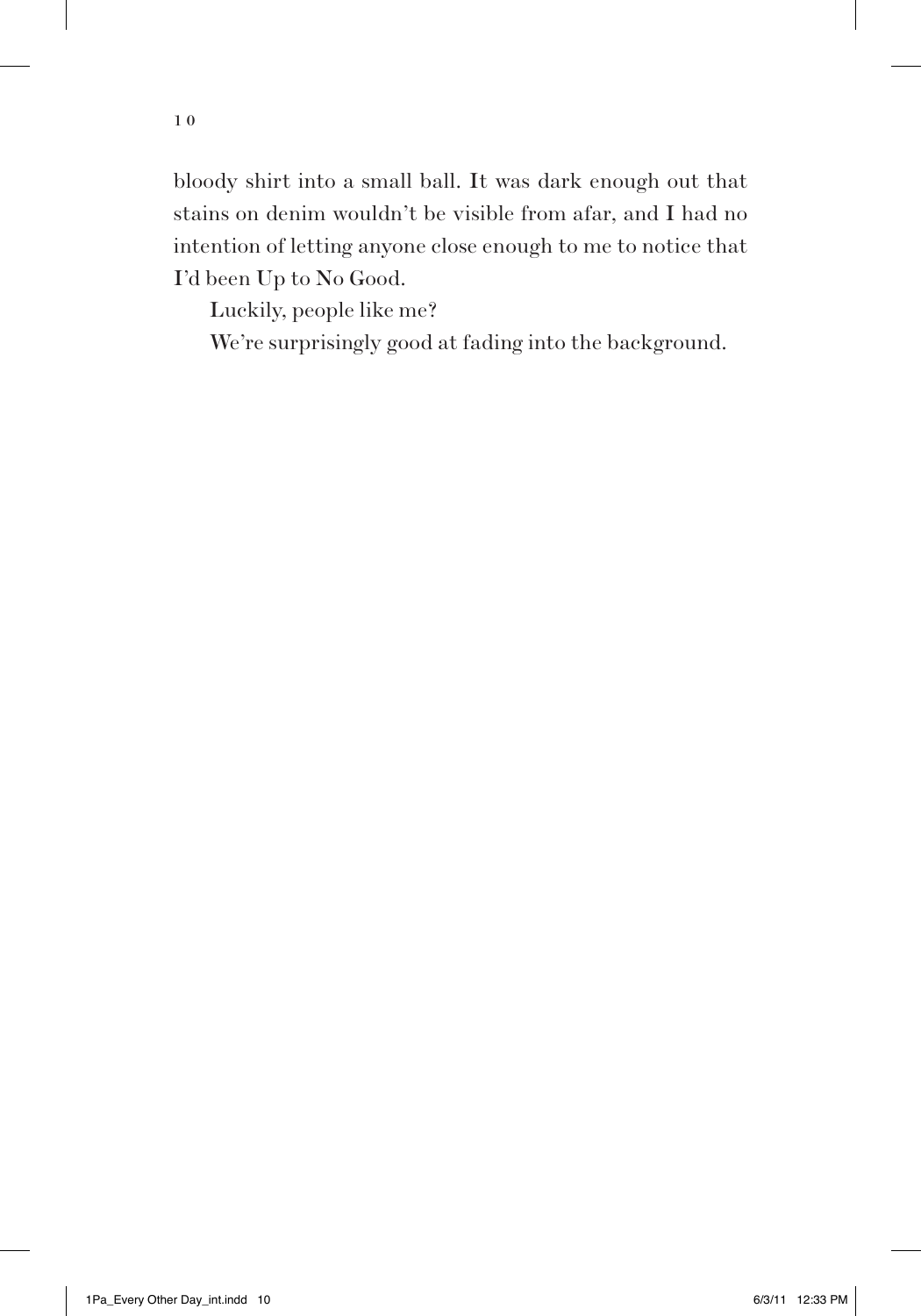bloody shirt into a small ball. It was dark enough out that stains on denim wouldn't be visible from afar, and I had no intention of letting anyone close enough to me to notice that I'd been Up to No Good.

Luckily, people like me?

We're surprisingly good at fading into the background.